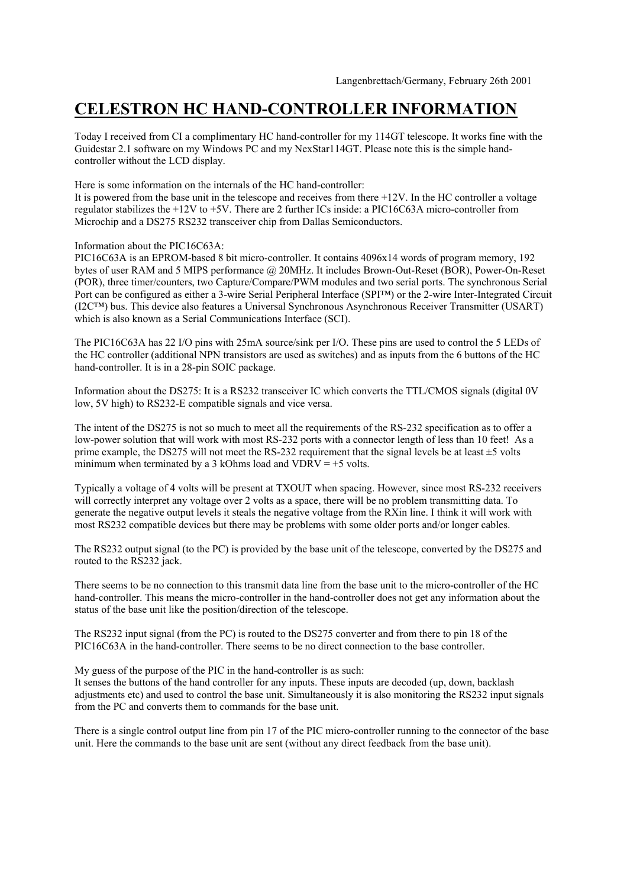Langenbrettach/Germany, February 26th 2001

# CELESTRON HC HAND-CONTROLLER INFORMATION

Today I received from CI a complimentary HC hand-controller for my 114GT telescope. It works fine with the Guidestar 2.1 software on my Windows PC and my NexStar114GT. Please note this is the simple hand-controller without the LCD display.

Here is some information on the internals of the HC hand-controller:
It is powered from the base unit in the telescope and receives from there +12V. In the HC controller a voltage regulator stabilizes the +12V to +5V. There are 2 further ICs inside: a PIC16C63A micro-controller from Microchip and a DS275 RS232 transceiver chip from Dallas Semiconductors.

Information about the PIC16C63A:
PIC16C63A is an EPROM-based 8 bit micro-controller. It contains 4096x14 words of program memory, 192 bytes of user RAM and 5 MIPS performance @ 20MHz. It includes Brown-Out-Reset (BOR), Power-On-Reset (POR), three timer/counters, two Capture/Compare/PWM modules and two serial ports. The synchronous Serial Port can be configured as either a 3-wire Serial Peripheral Interface (SPI™) or the 2-wire Inter-Integrated Circuit (I2C™) bus. This device also features a Universal Synchronous Asynchronous Receiver Transmitter (USART) which is also known as a Serial Communications Interface (SCI).

The PIC16C63A has 22 I/O pins with 25mA source/sink per I/O. These pins are used to control the 5 LEDs of the HC controller (additional NPN transistors are used as switches) and as inputs from the 6 buttons of the HC hand-controller. It is in a 28-pin SOIC package.

Information about the DS275: It is a RS232 transceiver IC which converts the TTL/CMOS signals (digital 0V low, 5V high) to RS232-E compatible signals and vice versa.

The intent of the DS275 is not so much to meet all the requirements of the RS-232 specification as to offer a low-power solution that will work with most RS-232 ports with a connector length of less than 10 feet! As a prime example, the DS275 will not meet the RS-232 requirement that the signal levels be at least ±5 volts minimum when terminated by a 3 kOhms load and VDRV = +5 volts.

Typically a voltage of 4 volts will be present at TXOUT when spacing. However, since most RS-232 receivers will correctly interpret any voltage over 2 volts as a space, there will be no problem transmitting data. To generate the negative output levels it steals the negative voltage from the RXin line. I think it will work with most RS232 compatible devices but there may be problems with some older ports and/or longer cables.

The RS232 output signal (to the PC) is provided by the base unit of the telescope, converted by the DS275 and routed to the RS232 jack.

There seems to be no connection to this transmit data line from the base unit to the micro-controller of the HC hand-controller. This means the micro-controller in the hand-controller does not get any information about the status of the base unit like the position/direction of the telescope.

The RS232 input signal (from the PC) is routed to the DS275 converter and from there to pin 18 of the PIC16C63A in the hand-controller. There seems to be no direct connection to the base controller.

My guess of the purpose of the PIC in the hand-controller is as such:
It senses the buttons of the hand controller for any inputs. These inputs are decoded (up, down, backlash adjustments etc) and used to control the base unit. Simultaneously it is also monitoring the RS232 input signals from the PC and converts them to commands for the base unit.

There is a single control output line from pin 17 of the PIC micro-controller running to the connector of the base unit. Here the commands to the base unit are sent (without any direct feedback from the base unit).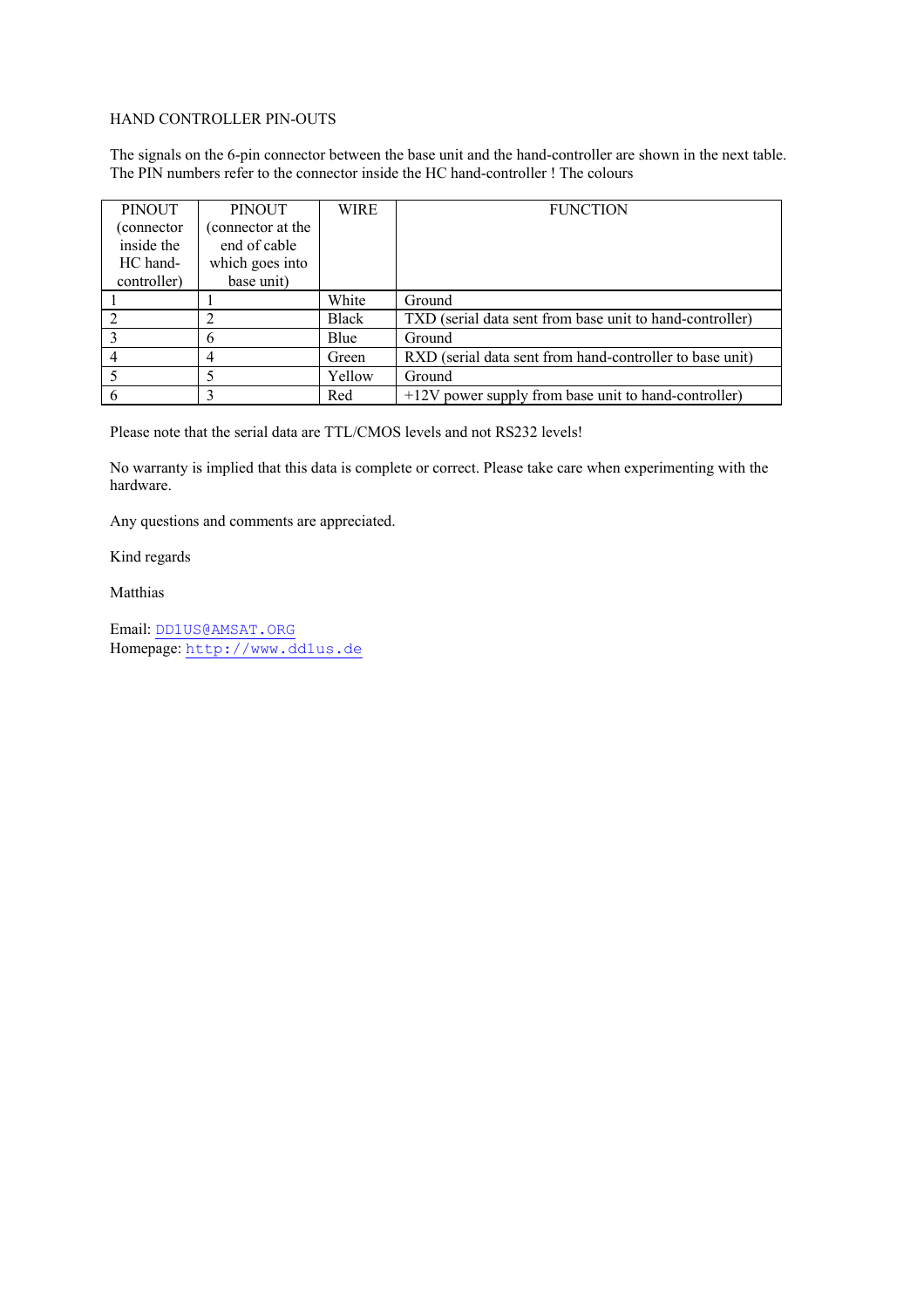HAND CONTROLLER PIN-OUTS

The signals on the 6-pin connector between the base unit and the hand-controller are shown in the next table. The PIN numbers refer to the connector inside the HC hand-controller ! The colours

| PINOUT (connector inside the HC hand-controller) | PINOUT (connector at the end of cable which goes into base unit) | WIRE | FUNCTION |
|---|---|---|---|
| 1 | 1 | White | Ground |
| 2 | 2 | Black | TXD (serial data sent from base unit to hand-controller) |
| 3 | 6 | Blue | Ground |
| 4 | 4 | Green | RXD (serial data sent from hand-controller to base unit) |
| 5 | 5 | Yellow | Ground |
| 6 | 3 | Red | +12V power supply from base unit to hand-controller) |

Please note that the serial data are TTL/CMOS levels and not RS232 levels!

No warranty is implied that this data is complete or correct. Please take care when experimenting with the hardware.

Any questions and comments are appreciated.

Kind regards

Matthias

Email: DD1US@AMSAT.ORG
Homepage: http://www.dd1us.de